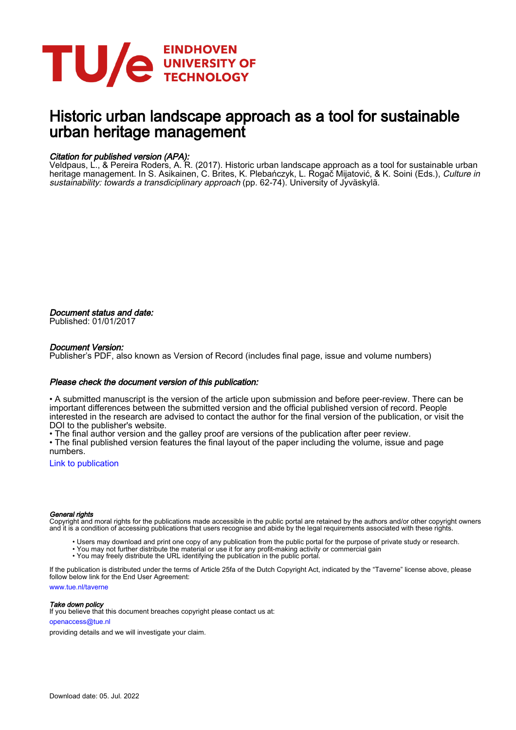EINDHOVEN UNIVERSITY OF TECHNOLOGY

# Historic urban landscape approach as a tool for sustainable urban heritage management

*Citation for published version (APA):*
Veldpaus, L., & Pereira Roders, A. R. (2017). Historic urban landscape approach as a tool for sustainable urban heritage management. In S. Asikainen, C. Brites, K. Plebańczyk, L. Rogač Mijatović, & K. Soini (Eds.), *Culture in sustainability: towards a transdisciplinary approach* (pp. 62-74). University of Jyväskylä.

*Document status and date:*
Published: 01/01/2017

*Document Version:*
Publisher's PDF, also known as Version of Record (includes final page, issue and volume numbers)

*Please check the document version of this publication:*

• A submitted manuscript is the version of the article upon submission and before peer-review. There can be important differences between the submitted version and the official published version of record. People interested in the research are advised to contact the author for the final version of the publication, or visit the DOI to the publisher's website.
• The final author version and the galley proof are versions of the publication after peer review.
• The final published version features the final layout of the paper including the volume, issue and page numbers.

Link to publication

*General rights*
Copyright and moral rights for the publications made accessible in the public portal are retained by the authors and/or other copyright owners and it is a condition of accessing publications that users recognise and abide by the legal requirements associated with these rights.

- Users may download and print one copy of any publication from the public portal for the purpose of private study or research.
- You may not further distribute the material or use it for any profit-making activity or commercial gain
- You may freely distribute the URL identifying the publication in the public portal.

If the publication is distributed under the terms of Article 25fa of the Dutch Copyright Act, indicated by the "Taverne" license above, please follow below link for the End User Agreement:
www.tue.nl/taverne

*Take down policy*
If you believe that this document breaches copyright please contact us at:
openaccess@tue.nl
providing details and we will investigate your claim.

Download date: 05. Jul. 2022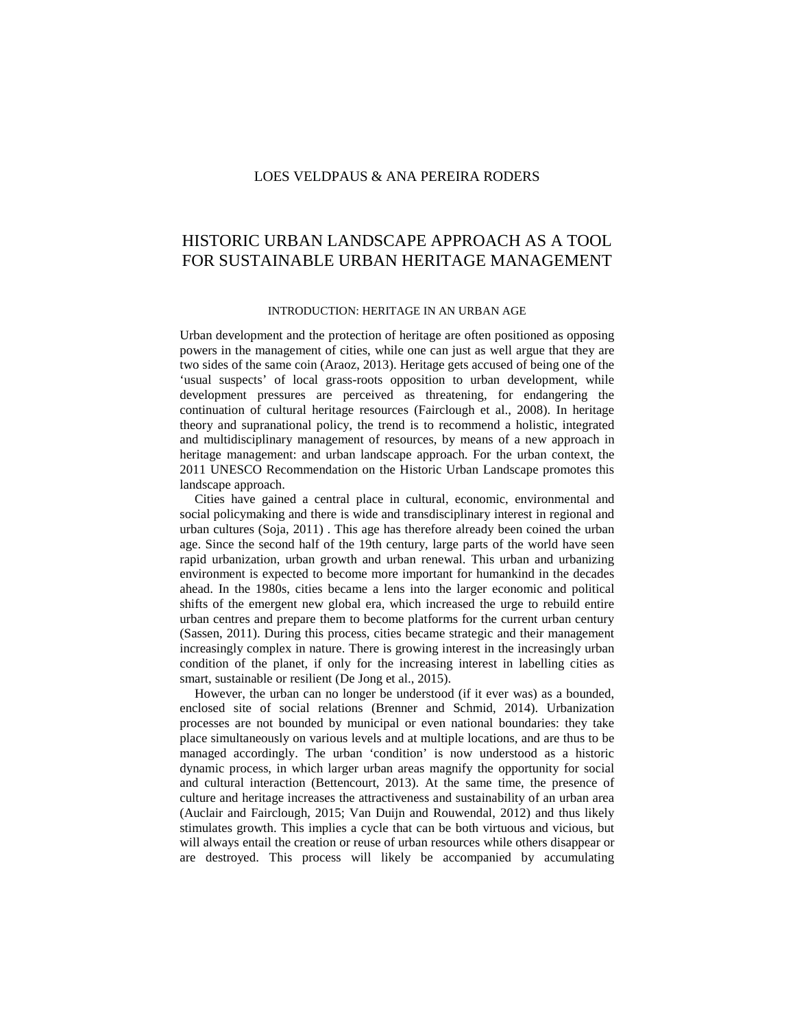LOES VELDPAUS & ANA PEREIRA RODERS

# HISTORIC URBAN LANDSCAPE APPROACH AS A TOOL FOR SUSTAINABLE URBAN HERITAGE MANAGEMENT

## INTRODUCTION: HERITAGE IN AN URBAN AGE

Urban development and the protection of heritage are often positioned as opposing powers in the management of cities, while one can just as well argue that they are two sides of the same coin (Araoz, 2013). Heritage gets accused of being one of the 'usual suspects' of local grass-roots opposition to urban development, while development pressures are perceived as threatening, for endangering the continuation of cultural heritage resources (Fairclough et al., 2008). In heritage theory and supranational policy, the trend is to recommend a holistic, integrated and multidisciplinary management of resources, by means of a new approach in heritage management: and urban landscape approach. For the urban context, the 2011 UNESCO Recommendation on the Historic Urban Landscape promotes this landscape approach.

Cities have gained a central place in cultural, economic, environmental and social policymaking and there is wide and transdisciplinary interest in regional and urban cultures (Soja, 2011) . This age has therefore already been coined the urban age. Since the second half of the 19th century, large parts of the world have seen rapid urbanization, urban growth and urban renewal. This urban and urbanizing environment is expected to become more important for humankind in the decades ahead. In the 1980s, cities became a lens into the larger economic and political shifts of the emergent new global era, which increased the urge to rebuild entire urban centres and prepare them to become platforms for the current urban century (Sassen, 2011). During this process, cities became strategic and their management increasingly complex in nature. There is growing interest in the increasingly urban condition of the planet, if only for the increasing interest in labelling cities as smart, sustainable or resilient (De Jong et al., 2015).

However, the urban can no longer be understood (if it ever was) as a bounded, enclosed site of social relations (Brenner and Schmid, 2014). Urbanization processes are not bounded by municipal or even national boundaries: they take place simultaneously on various levels and at multiple locations, and are thus to be managed accordingly. The urban 'condition' is now understood as a historic dynamic process, in which larger urban areas magnify the opportunity for social and cultural interaction (Bettencourt, 2013). At the same time, the presence of culture and heritage increases the attractiveness and sustainability of an urban area (Auclair and Fairclough, 2015; Van Duijn and Rouwendal, 2012) and thus likely stimulates growth. This implies a cycle that can be both virtuous and vicious, but will always entail the creation or reuse of urban resources while others disappear or are destroyed. This process will likely be accompanied by accumulating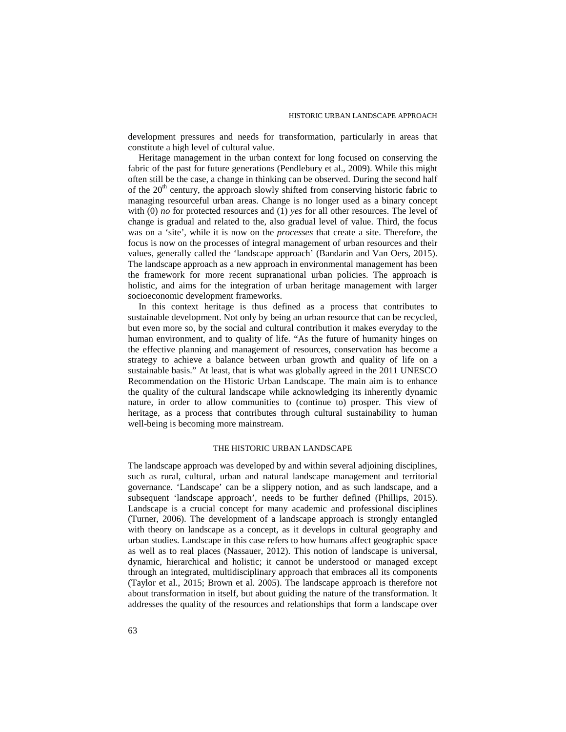development pressures and needs for transformation, particularly in areas that constitute a high level of cultural value.

Heritage management in the urban context for long focused on conserving the fabric of the past for future generations (Pendlebury et al., 2009). While this might often still be the case, a change in thinking can be observed. During the second half of the 20th century, the approach slowly shifted from conserving historic fabric to managing resourceful urban areas. Change is no longer used as a binary concept with (0) *no* for protected resources and (1) *yes* for all other resources. The level of change is gradual and related to the, also gradual level of value. Third, the focus was on a 'site', while it is now on the *processes* that create a site. Therefore, the focus is now on the processes of integral management of urban resources and their values, generally called the 'landscape approach' (Bandarin and Van Oers, 2015). The landscape approach as a new approach in environmental management has been the framework for more recent supranational urban policies. The approach is holistic, and aims for the integration of urban heritage management with larger socioeconomic development frameworks.

In this context heritage is thus defined as a process that contributes to sustainable development. Not only by being an urban resource that can be recycled, but even more so, by the social and cultural contribution it makes everyday to the human environment, and to quality of life. "As the future of humanity hinges on the effective planning and management of resources, conservation has become a strategy to achieve a balance between urban growth and quality of life on a sustainable basis." At least, that is what was globally agreed in the 2011 UNESCO Recommendation on the Historic Urban Landscape. The main aim is to enhance the quality of the cultural landscape while acknowledging its inherently dynamic nature, in order to allow communities to (continue to) prosper. This view of heritage, as a process that contributes through cultural sustainability to human well-being is becoming more mainstream.

## THE HISTORIC URBAN LANDSCAPE

The landscape approach was developed by and within several adjoining disciplines, such as rural, cultural, urban and natural landscape management and territorial governance. 'Landscape' can be a slippery notion, and as such landscape, and a subsequent 'landscape approach', needs to be further defined (Phillips, 2015). Landscape is a crucial concept for many academic and professional disciplines (Turner, 2006). The development of a landscape approach is strongly entangled with theory on landscape as a concept, as it develops in cultural geography and urban studies. Landscape in this case refers to how humans affect geographic space as well as to real places (Nassauer, 2012). This notion of landscape is universal, dynamic, hierarchical and holistic; it cannot be understood or managed except through an integrated, multidisciplinary approach that embraces all its components (Taylor et al., 2015; Brown et al. 2005). The landscape approach is therefore not about transformation in itself, but about guiding the nature of the transformation. It addresses the quality of the resources and relationships that form a landscape over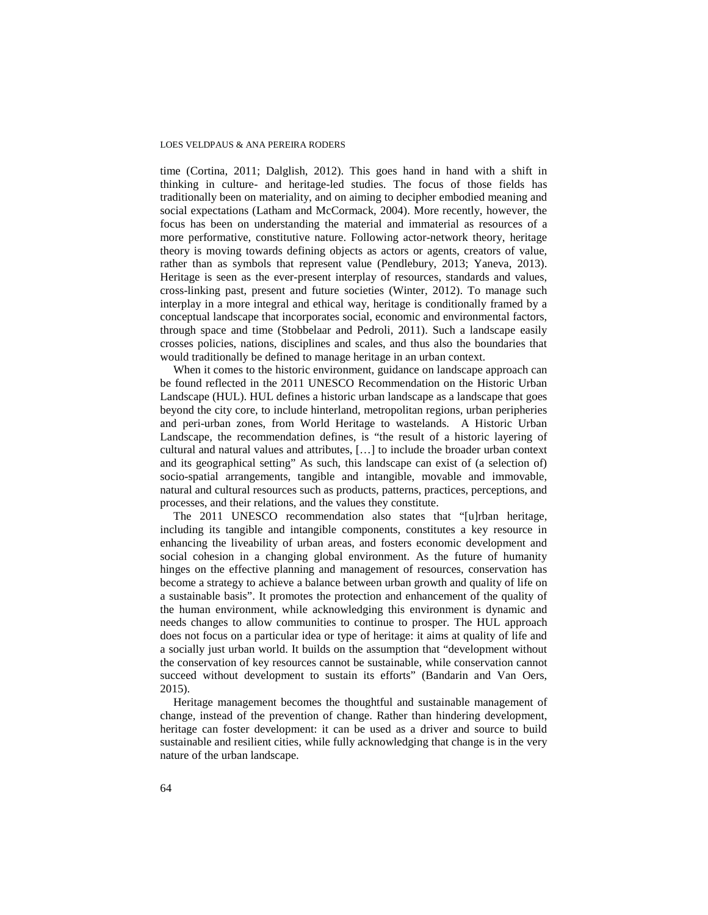time (Cortina, 2011; Dalglish, 2012). This goes hand in hand with a shift in thinking in culture- and heritage-led studies. The focus of those fields has traditionally been on materiality, and on aiming to decipher embodied meaning and social expectations (Latham and McCormack, 2004). More recently, however, the focus has been on understanding the material and immaterial as resources of a more performative, constitutive nature. Following actor-network theory, heritage theory is moving towards defining objects as actors or agents, creators of value, rather than as symbols that represent value (Pendlebury, 2013; Yaneva, 2013). Heritage is seen as the ever-present interplay of resources, standards and values, cross-linking past, present and future societies (Winter, 2012). To manage such interplay in a more integral and ethical way, heritage is conditionally framed by a conceptual landscape that incorporates social, economic and environmental factors, through space and time (Stobbelaar and Pedroli, 2011). Such a landscape easily crosses policies, nations, disciplines and scales, and thus also the boundaries that would traditionally be defined to manage heritage in an urban context.

When it comes to the historic environment, guidance on landscape approach can be found reflected in the 2011 UNESCO Recommendation on the Historic Urban Landscape (HUL). HUL defines a historic urban landscape as a landscape that goes beyond the city core, to include hinterland, metropolitan regions, urban peripheries and peri-urban zones, from World Heritage to wastelands. A Historic Urban Landscape, the recommendation defines, is "the result of a historic layering of cultural and natural values and attributes, […] to include the broader urban context and its geographical setting" As such, this landscape can exist of (a selection of) socio-spatial arrangements, tangible and intangible, movable and immovable, natural and cultural resources such as products, patterns, practices, perceptions, and processes, and their relations, and the values they constitute.

The 2011 UNESCO recommendation also states that "[u]rban heritage, including its tangible and intangible components, constitutes a key resource in enhancing the liveability of urban areas, and fosters economic development and social cohesion in a changing global environment. As the future of humanity hinges on the effective planning and management of resources, conservation has become a strategy to achieve a balance between urban growth and quality of life on a sustainable basis". It promotes the protection and enhancement of the quality of the human environment, while acknowledging this environment is dynamic and needs changes to allow communities to continue to prosper. The HUL approach does not focus on a particular idea or type of heritage: it aims at quality of life and a socially just urban world. It builds on the assumption that "development without the conservation of key resources cannot be sustainable, while conservation cannot succeed without development to sustain its efforts" (Bandarin and Van Oers, 2015).

Heritage management becomes the thoughtful and sustainable management of change, instead of the prevention of change. Rather than hindering development, heritage can foster development: it can be used as a driver and source to build sustainable and resilient cities, while fully acknowledging that change is in the very nature of the urban landscape.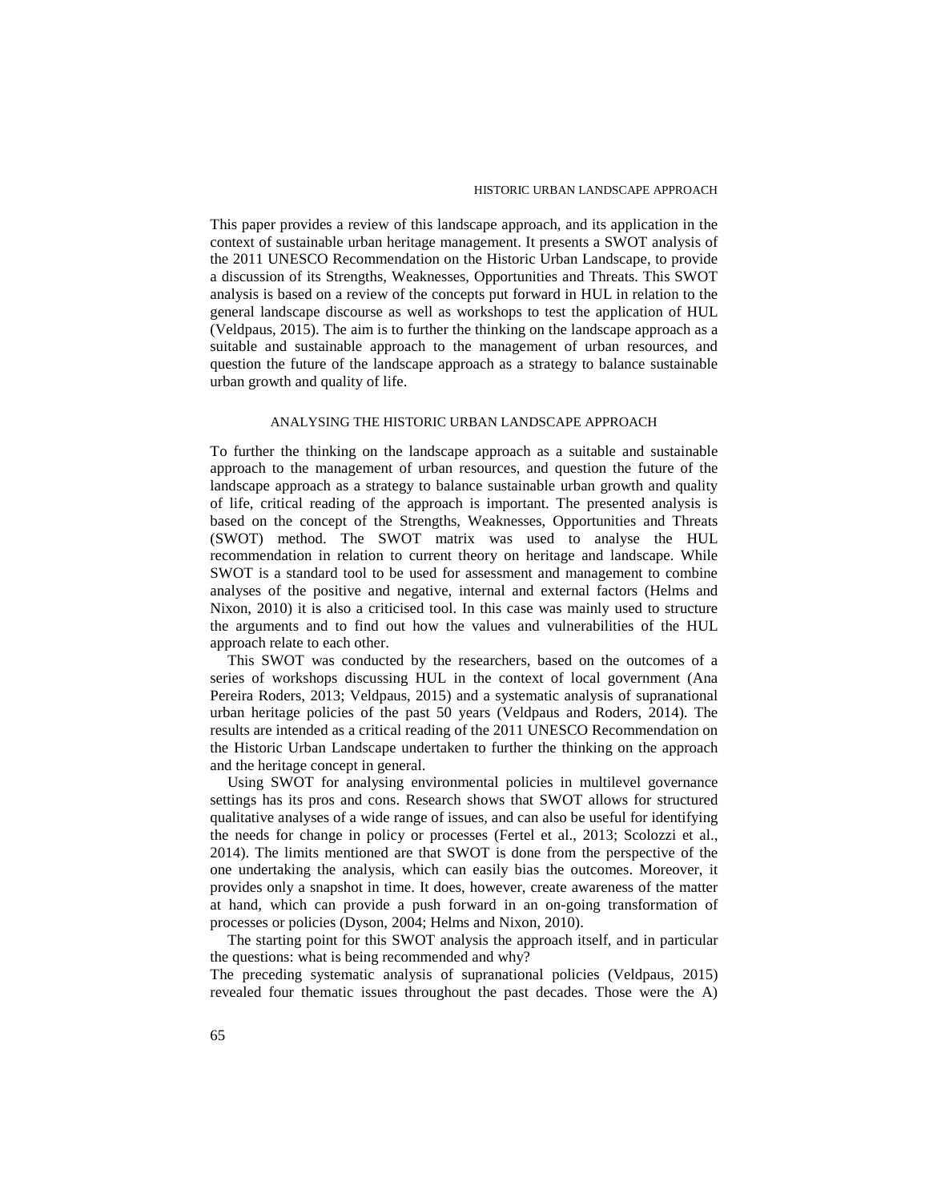This paper provides a review of this landscape approach, and its application in the context of sustainable urban heritage management. It presents a SWOT analysis of the 2011 UNESCO Recommendation on the Historic Urban Landscape, to provide a discussion of its Strengths, Weaknesses, Opportunities and Threats. This SWOT analysis is based on a review of the concepts put forward in HUL in relation to the general landscape discourse as well as workshops to test the application of HUL (Veldpaus, 2015). The aim is to further the thinking on the landscape approach as a suitable and sustainable approach to the management of urban resources, and question the future of the landscape approach as a strategy to balance sustainable urban growth and quality of life.

## ANALYSING THE HISTORIC URBAN LANDSCAPE APPROACH

To further the thinking on the landscape approach as a suitable and sustainable approach to the management of urban resources, and question the future of the landscape approach as a strategy to balance sustainable urban growth and quality of life, critical reading of the approach is important. The presented analysis is based on the concept of the Strengths, Weaknesses, Opportunities and Threats (SWOT) method. The SWOT matrix was used to analyse the HUL recommendation in relation to current theory on heritage and landscape. While SWOT is a standard tool to be used for assessment and management to combine analyses of the positive and negative, internal and external factors (Helms and Nixon, 2010) it is also a criticised tool. In this case was mainly used to structure the arguments and to find out how the values and vulnerabilities of the HUL approach relate to each other.

This SWOT was conducted by the researchers, based on the outcomes of a series of workshops discussing HUL in the context of local government (Ana Pereira Roders, 2013; Veldpaus, 2015) and a systematic analysis of supranational urban heritage policies of the past 50 years (Veldpaus and Roders, 2014). The results are intended as a critical reading of the 2011 UNESCO Recommendation on the Historic Urban Landscape undertaken to further the thinking on the approach and the heritage concept in general.

Using SWOT for analysing environmental policies in multilevel governance settings has its pros and cons. Research shows that SWOT allows for structured qualitative analyses of a wide range of issues, and can also be useful for identifying the needs for change in policy or processes (Fertel et al., 2013; Scolozzi et al., 2014). The limits mentioned are that SWOT is done from the perspective of the one undertaking the analysis, which can easily bias the outcomes. Moreover, it provides only a snapshot in time. It does, however, create awareness of the matter at hand, which can provide a push forward in an on-going transformation of processes or policies (Dyson, 2004; Helms and Nixon, 2010).

The starting point for this SWOT analysis the approach itself, and in particular the questions: what is being recommended and why?

The preceding systematic analysis of supranational policies (Veldpaus, 2015) revealed four thematic issues throughout the past decades. Those were the A)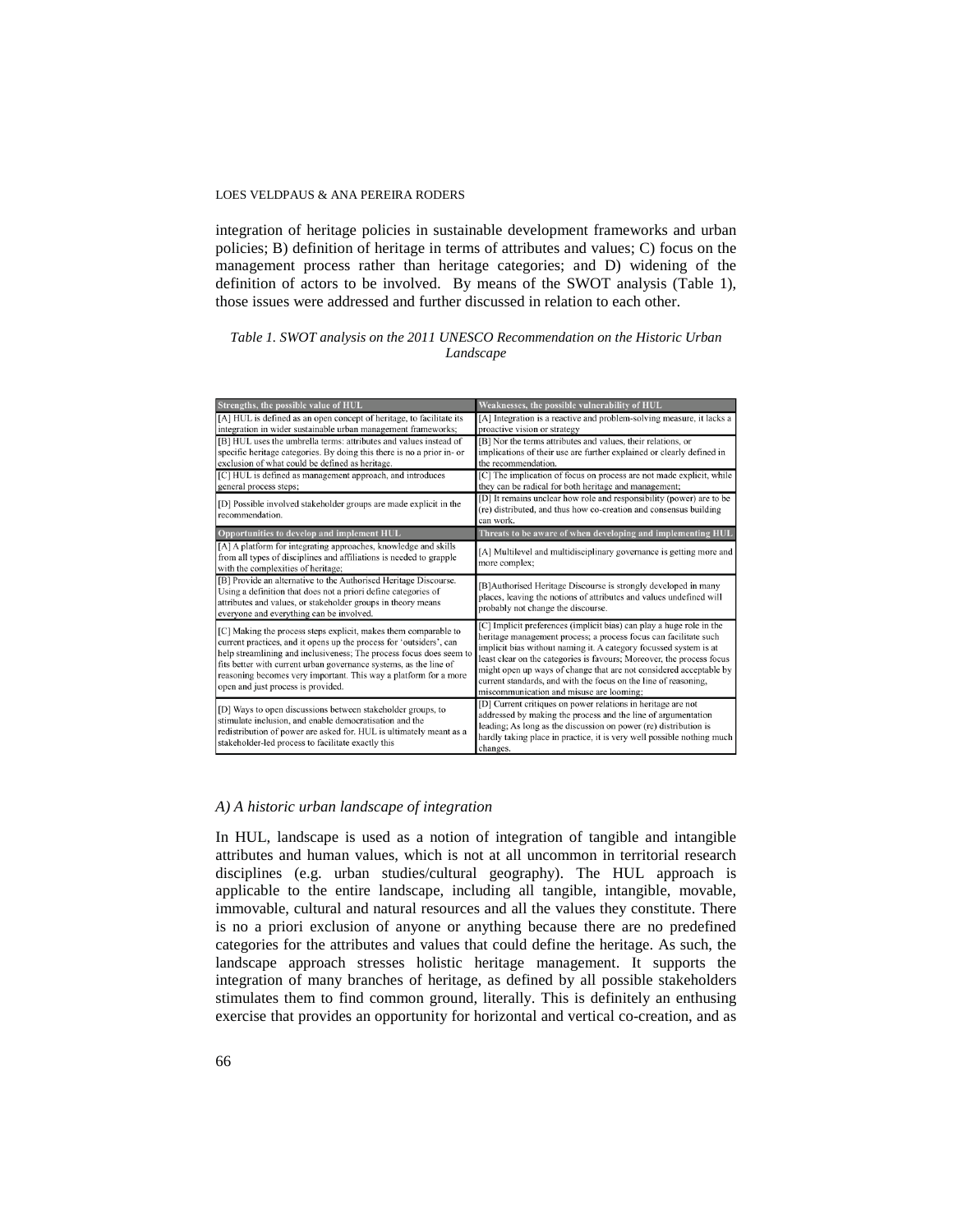integration of heritage policies in sustainable development frameworks and urban policies; B) definition of heritage in terms of attributes and values; C) focus on the management process rather than heritage categories; and D) widening of the definition of actors to be involved. By means of the SWOT analysis (Table 1), those issues were addressed and further discussed in relation to each other.

*Table 1. SWOT analysis on the 2011 UNESCO Recommendation on the Historic Urban Landscape*

| Strengths, the possible value of HUL | Weaknesses, the possible vulnerability of HUL |
|---|---|
| [A] HUL is defined as an open concept of heritage, to facilitate its integration in wider sustainable urban management frameworks; | [A] Integration is a reactive and problem-solving measure, it lacks a proactive vision or strategy |
| [B] HUL uses the umbrella terms: attributes and values instead of specific heritage categories. By doing this there is no a prior in- or exclusion of what could be defined as heritage. | [B] Nor the terms attributes and values, their relations, or implications of their use are further explained or clearly defined in the recommendation. |
| [C] HUL is defined as management approach, and introduces general process steps; | [C] The implication of focus on process are not made explicit, while they can be radical for both heritage and management; |
| [D] Possible involved stakeholder groups are made explicit in the recommendation. | [D] It remains unclear how role and responsibility (power) are to be (re) distributed, and thus how co-creation and consensus building can work. |
| **Opportunities to develop and implement HUL** | **Threats to be aware of when developing and implementing HUL** |
| [A] A platform for integrating approaches, knowledge and skills from all types of disciplines and affiliations is needed to grapple with the complexities of heritage; | [A] Multilevel and multidisciplinary governance is getting more and more complex; |
| [B] Provide an alternative to the Authorised Heritage Discourse. Using a definition that does not a priori define categories of attributes and values, or stakeholder groups in theory means everyone and everything can be involved. | [B]Authorised Heritage Discourse is strongly developed in many places, leaving the notions of attributes and values undefined will probably not change the discourse. |
| [C] Making the process steps explicit, makes them comparable to current practices, and it opens up the process for 'outsiders', can help streamlining and inclusiveness; The process focus does seem to fits better with current urban governance systems, as the line of reasoning becomes very important. This way a platform for a more open and just process is provided. | [C] Implicit preferences (implicit bias) can play a huge role in the heritage management process; a process focus can facilitate such implicit bias without naming it. A category focussed system is at least clear on the categories is favours; Moreover, the process focus might open up ways of change that are not considered acceptable by current standards, and with the focus on the line of reasoning, miscommunication and misuse are looming; |
| [D] Ways to open discussions between stakeholder groups, to stimulate inclusion, and enable democratisation and the redistribution of power are asked for. HUL is ultimately meant as a stakeholder-led process to facilitate exactly this | [D] Current critiques on power relations in heritage are not addressed by making the process and the line of argumentation leading; As long as the discussion on power (re) distribution is hardly taking place in practice, it is very well possible nothing much changes. |

*A) A historic urban landscape of integration*

In HUL, landscape is used as a notion of integration of tangible and intangible attributes and human values, which is not at all uncommon in territorial research disciplines (e.g. urban studies/cultural geography). The HUL approach is applicable to the entire landscape, including all tangible, intangible, movable, immovable, cultural and natural resources and all the values they constitute. There is no a priori exclusion of anyone or anything because there are no predefined categories for the attributes and values that could define the heritage. As such, the landscape approach stresses holistic heritage management. It supports the integration of many branches of heritage, as defined by all possible stakeholders stimulates them to find common ground, literally. This is definitely an enthusing exercise that provides an opportunity for horizontal and vertical co-creation, and as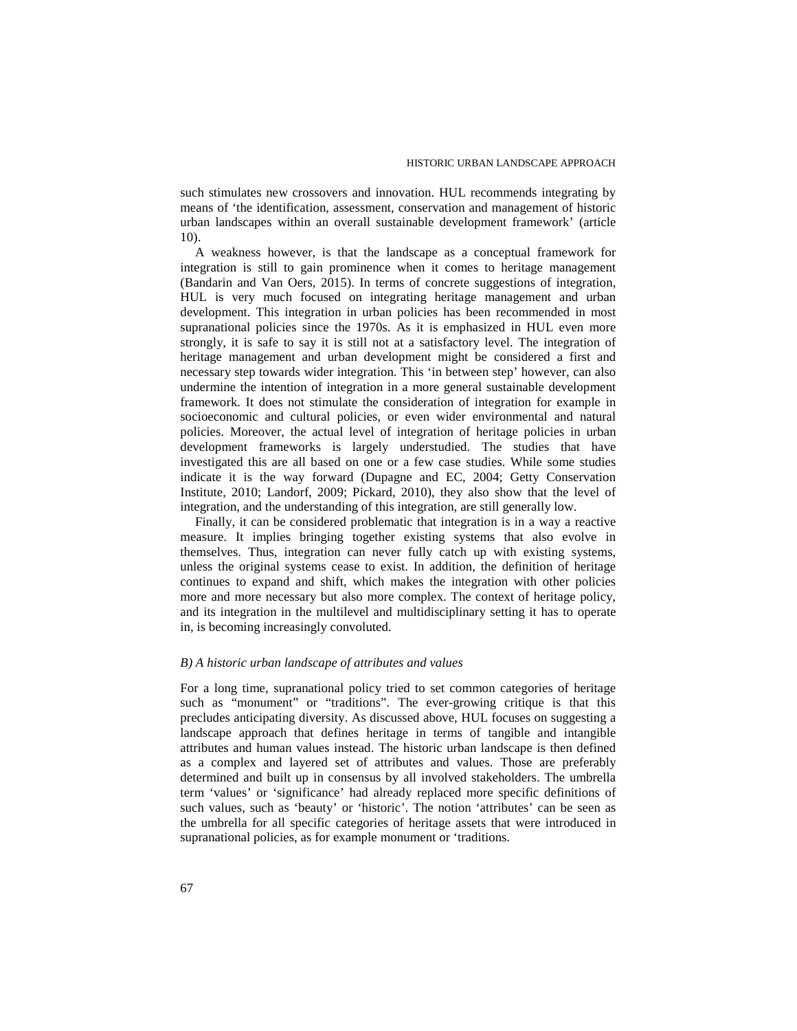such stimulates new crossovers and innovation. HUL recommends integrating by means of 'the identification, assessment, conservation and management of historic urban landscapes within an overall sustainable development framework' (article 10).

A weakness however, is that the landscape as a conceptual framework for integration is still to gain prominence when it comes to heritage management (Bandarin and Van Oers, 2015). In terms of concrete suggestions of integration, HUL is very much focused on integrating heritage management and urban development. This integration in urban policies has been recommended in most supranational policies since the 1970s. As it is emphasized in HUL even more strongly, it is safe to say it is still not at a satisfactory level. The integration of heritage management and urban development might be considered a first and necessary step towards wider integration. This 'in between step' however, can also undermine the intention of integration in a more general sustainable development framework. It does not stimulate the consideration of integration for example in socioeconomic and cultural policies, or even wider environmental and natural policies. Moreover, the actual level of integration of heritage policies in urban development frameworks is largely understudied. The studies that have investigated this are all based on one or a few case studies. While some studies indicate it is the way forward (Dupagne and EC, 2004; Getty Conservation Institute, 2010; Landorf, 2009; Pickard, 2010), they also show that the level of integration, and the understanding of this integration, are still generally low.

Finally, it can be considered problematic that integration is in a way a reactive measure. It implies bringing together existing systems that also evolve in themselves. Thus, integration can never fully catch up with existing systems, unless the original systems cease to exist. In addition, the definition of heritage continues to expand and shift, which makes the integration with other policies more and more necessary but also more complex. The context of heritage policy, and its integration in the multilevel and multidisciplinary setting it has to operate in, is becoming increasingly convoluted.

*B) A historic urban landscape of attributes and values*

For a long time, supranational policy tried to set common categories of heritage such as "monument" or "traditions". The ever-growing critique is that this precludes anticipating diversity. As discussed above, HUL focuses on suggesting a landscape approach that defines heritage in terms of tangible and intangible attributes and human values instead. The historic urban landscape is then defined as a complex and layered set of attributes and values. Those are preferably determined and built up in consensus by all involved stakeholders. The umbrella term 'values' or 'significance' had already replaced more specific definitions of such values, such as 'beauty' or 'historic'. The notion 'attributes' can be seen as the umbrella for all specific categories of heritage assets that were introduced in supranational policies, as for example monument or 'traditions.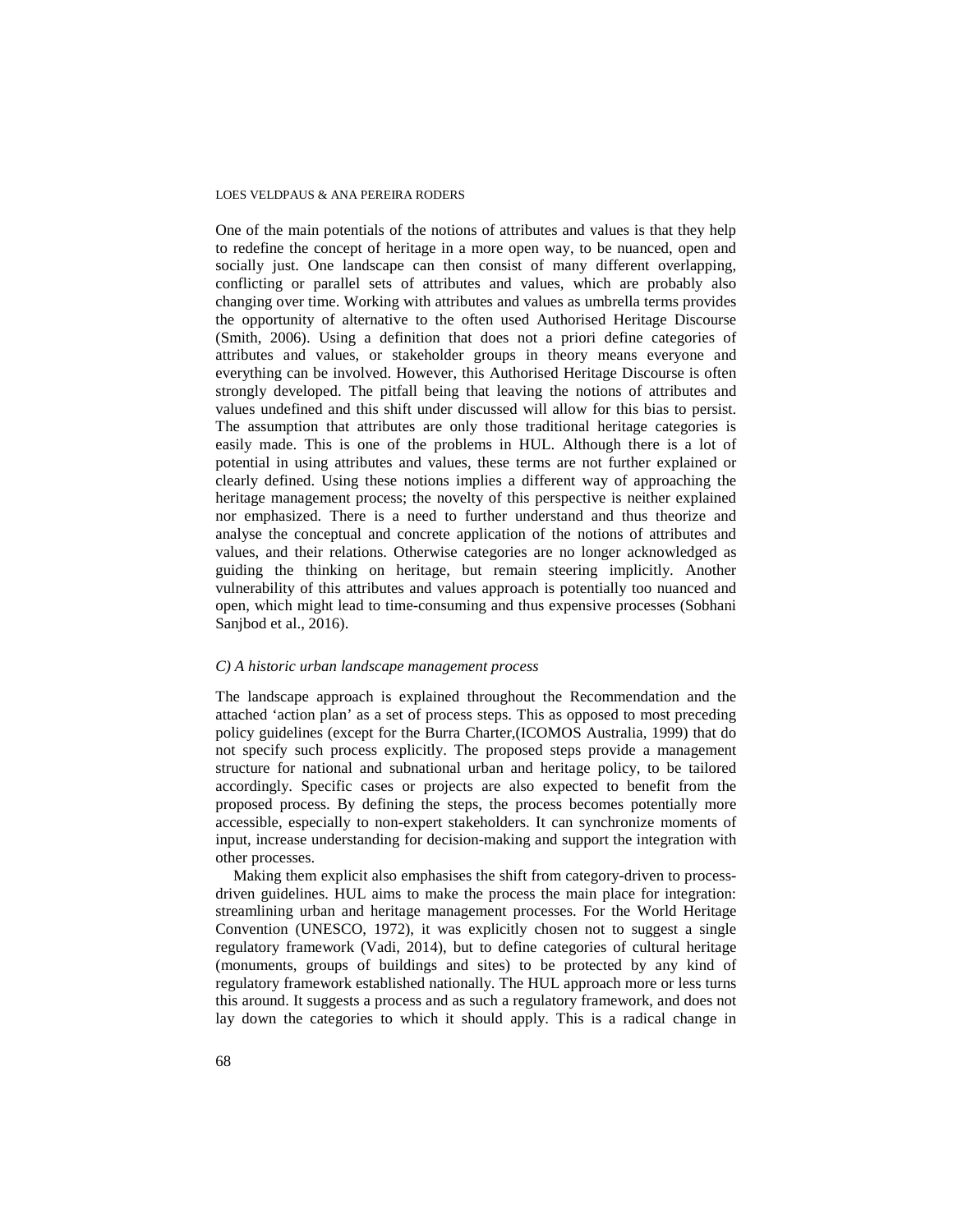One of the main potentials of the notions of attributes and values is that they help to redefine the concept of heritage in a more open way, to be nuanced, open and socially just. One landscape can then consist of many different overlapping, conflicting or parallel sets of attributes and values, which are probably also changing over time. Working with attributes and values as umbrella terms provides the opportunity of alternative to the often used Authorised Heritage Discourse (Smith, 2006). Using a definition that does not a priori define categories of attributes and values, or stakeholder groups in theory means everyone and everything can be involved. However, this Authorised Heritage Discourse is often strongly developed. The pitfall being that leaving the notions of attributes and values undefined and this shift under discussed will allow for this bias to persist. The assumption that attributes are only those traditional heritage categories is easily made. This is one of the problems in HUL. Although there is a lot of potential in using attributes and values, these terms are not further explained or clearly defined. Using these notions implies a different way of approaching the heritage management process; the novelty of this perspective is neither explained nor emphasized. There is a need to further understand and thus theorize and analyse the conceptual and concrete application of the notions of attributes and values, and their relations. Otherwise categories are no longer acknowledged as guiding the thinking on heritage, but remain steering implicitly. Another vulnerability of this attributes and values approach is potentially too nuanced and open, which might lead to time-consuming and thus expensive processes (Sobhani Sanjbod et al., 2016).

### *C) A historic urban landscape management process*

The landscape approach is explained throughout the Recommendation and the attached 'action plan' as a set of process steps. This as opposed to most preceding policy guidelines (except for the Burra Charter,(ICOMOS Australia, 1999) that do not specify such process explicitly. The proposed steps provide a management structure for national and subnational urban and heritage policy, to be tailored accordingly. Specific cases or projects are also expected to benefit from the proposed process. By defining the steps, the process becomes potentially more accessible, especially to non-expert stakeholders. It can synchronize moments of input, increase understanding for decision-making and support the integration with other processes.

Making them explicit also emphasises the shift from category-driven to process-driven guidelines. HUL aims to make the process the main place for integration: streamlining urban and heritage management processes. For the World Heritage Convention (UNESCO, 1972), it was explicitly chosen not to suggest a single regulatory framework (Vadi, 2014), but to define categories of cultural heritage (monuments, groups of buildings and sites) to be protected by any kind of regulatory framework established nationally. The HUL approach more or less turns this around. It suggests a process and as such a regulatory framework, and does not lay down the categories to which it should apply. This is a radical change in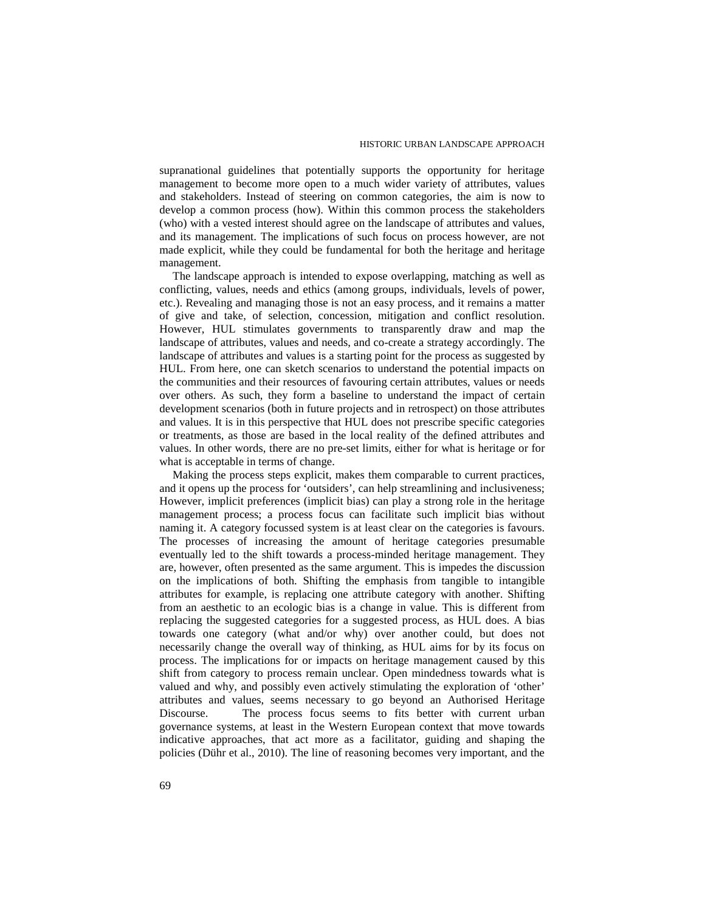supranational guidelines that potentially supports the opportunity for heritage management to become more open to a much wider variety of attributes, values and stakeholders. Instead of steering on common categories, the aim is now to develop a common process (how). Within this common process the stakeholders (who) with a vested interest should agree on the landscape of attributes and values, and its management. The implications of such focus on process however, are not made explicit, while they could be fundamental for both the heritage and heritage management.

The landscape approach is intended to expose overlapping, matching as well as conflicting, values, needs and ethics (among groups, individuals, levels of power, etc.). Revealing and managing those is not an easy process, and it remains a matter of give and take, of selection, concession, mitigation and conflict resolution. However, HUL stimulates governments to transparently draw and map the landscape of attributes, values and needs, and co-create a strategy accordingly. The landscape of attributes and values is a starting point for the process as suggested by HUL. From here, one can sketch scenarios to understand the potential impacts on the communities and their resources of favouring certain attributes, values or needs over others. As such, they form a baseline to understand the impact of certain development scenarios (both in future projects and in retrospect) on those attributes and values. It is in this perspective that HUL does not prescribe specific categories or treatments, as those are based in the local reality of the defined attributes and values. In other words, there are no pre-set limits, either for what is heritage or for what is acceptable in terms of change.

Making the process steps explicit, makes them comparable to current practices, and it opens up the process for 'outsiders', can help streamlining and inclusiveness; However, implicit preferences (implicit bias) can play a strong role in the heritage management process; a process focus can facilitate such implicit bias without naming it. A category focussed system is at least clear on the categories is favours. The processes of increasing the amount of heritage categories presumable eventually led to the shift towards a process-minded heritage management. They are, however, often presented as the same argument. This is impedes the discussion on the implications of both. Shifting the emphasis from tangible to intangible attributes for example, is replacing one attribute category with another. Shifting from an aesthetic to an ecologic bias is a change in value. This is different from replacing the suggested categories for a suggested process, as HUL does. A bias towards one category (what and/or why) over another could, but does not necessarily change the overall way of thinking, as HUL aims for by its focus on process. The implications for or impacts on heritage management caused by this shift from category to process remain unclear. Open mindedness towards what is valued and why, and possibly even actively stimulating the exploration of 'other' attributes and values, seems necessary to go beyond an Authorised Heritage Discourse. The process focus seems to fits better with current urban governance systems, at least in the Western European context that move towards indicative approaches, that act more as a facilitator, guiding and shaping the policies (Dühr et al., 2010). The line of reasoning becomes very important, and the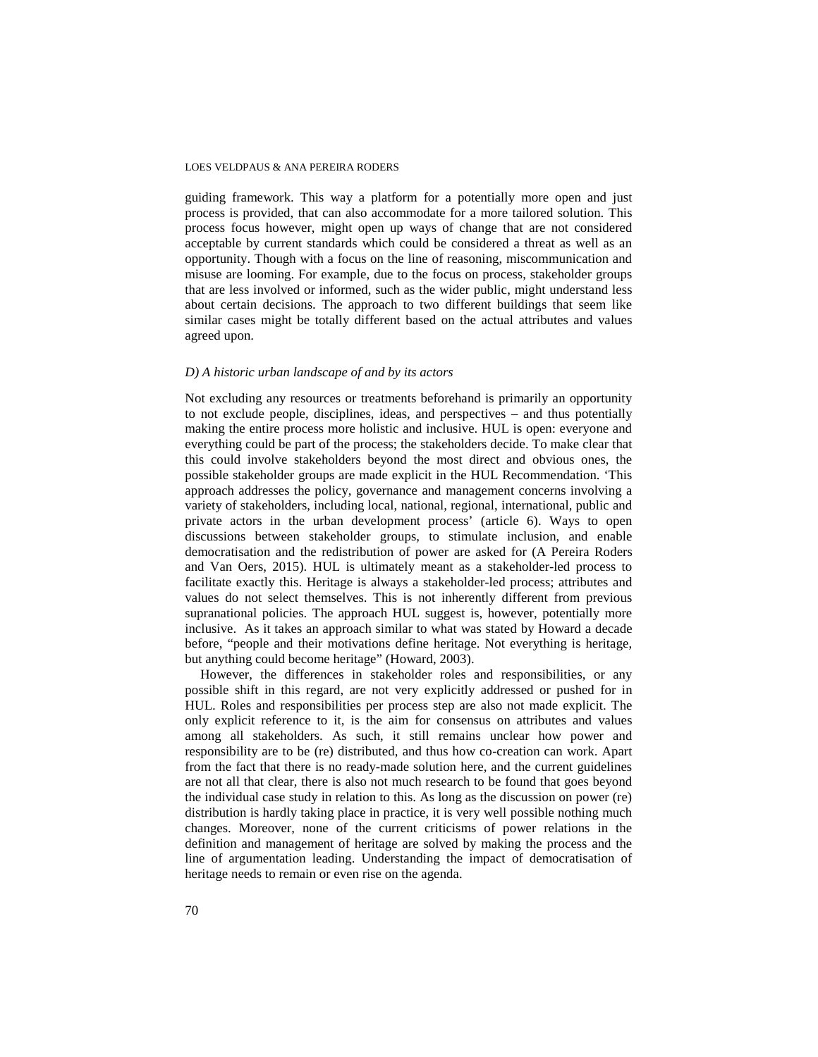guiding framework. This way a platform for a potentially more open and just process is provided, that can also accommodate for a more tailored solution. This process focus however, might open up ways of change that are not considered acceptable by current standards which could be considered a threat as well as an opportunity. Though with a focus on the line of reasoning, miscommunication and misuse are looming. For example, due to the focus on process, stakeholder groups that are less involved or informed, such as the wider public, might understand less about certain decisions. The approach to two different buildings that seem like similar cases might be totally different based on the actual attributes and values agreed upon.

### *D) A historic urban landscape of and by its actors*

Not excluding any resources or treatments beforehand is primarily an opportunity to not exclude people, disciplines, ideas, and perspectives – and thus potentially making the entire process more holistic and inclusive. HUL is open: everyone and everything could be part of the process; the stakeholders decide. To make clear that this could involve stakeholders beyond the most direct and obvious ones, the possible stakeholder groups are made explicit in the HUL Recommendation. 'This approach addresses the policy, governance and management concerns involving a variety of stakeholders, including local, national, regional, international, public and private actors in the urban development process' (article 6). Ways to open discussions between stakeholder groups, to stimulate inclusion, and enable democratisation and the redistribution of power are asked for (A Pereira Roders and Van Oers, 2015). HUL is ultimately meant as a stakeholder-led process to facilitate exactly this. Heritage is always a stakeholder-led process; attributes and values do not select themselves. This is not inherently different from previous supranational policies. The approach HUL suggest is, however, potentially more inclusive. As it takes an approach similar to what was stated by Howard a decade before, "people and their motivations define heritage. Not everything is heritage, but anything could become heritage" (Howard, 2003).

However, the differences in stakeholder roles and responsibilities, or any possible shift in this regard, are not very explicitly addressed or pushed for in HUL. Roles and responsibilities per process step are also not made explicit. The only explicit reference to it, is the aim for consensus on attributes and values among all stakeholders. As such, it still remains unclear how power and responsibility are to be (re) distributed, and thus how co-creation can work. Apart from the fact that there is no ready-made solution here, and the current guidelines are not all that clear, there is also not much research to be found that goes beyond the individual case study in relation to this. As long as the discussion on power (re) distribution is hardly taking place in practice, it is very well possible nothing much changes. Moreover, none of the current criticisms of power relations in the definition and management of heritage are solved by making the process and the line of argumentation leading. Understanding the impact of democratisation of heritage needs to remain or even rise on the agenda.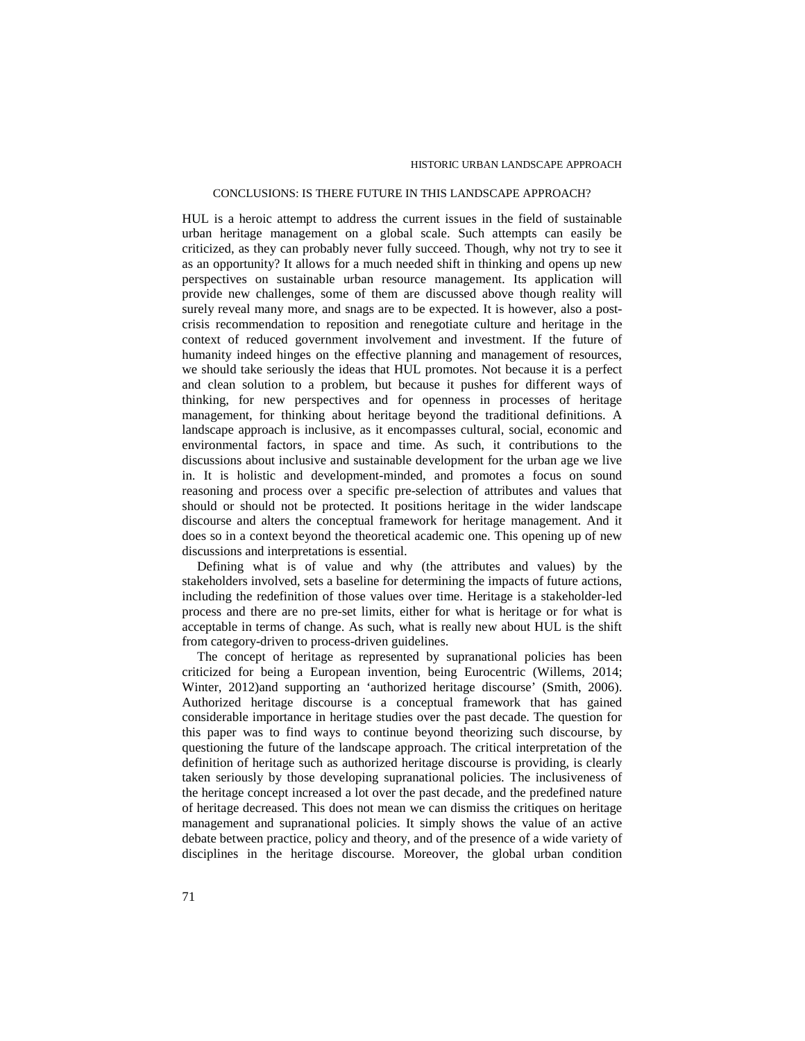## CONCLUSIONS: IS THERE FUTURE IN THIS LANDSCAPE APPROACH?

HUL is a heroic attempt to address the current issues in the field of sustainable urban heritage management on a global scale. Such attempts can easily be criticized, as they can probably never fully succeed. Though, why not try to see it as an opportunity? It allows for a much needed shift in thinking and opens up new perspectives on sustainable urban resource management. Its application will provide new challenges, some of them are discussed above though reality will surely reveal many more, and snags are to be expected. It is however, also a post-crisis recommendation to reposition and renegotiate culture and heritage in the context of reduced government involvement and investment. If the future of humanity indeed hinges on the effective planning and management of resources, we should take seriously the ideas that HUL promotes. Not because it is a perfect and clean solution to a problem, but because it pushes for different ways of thinking, for new perspectives and for openness in processes of heritage management, for thinking about heritage beyond the traditional definitions. A landscape approach is inclusive, as it encompasses cultural, social, economic and environmental factors, in space and time. As such, it contributions to the discussions about inclusive and sustainable development for the urban age we live in. It is holistic and development-minded, and promotes a focus on sound reasoning and process over a specific pre-selection of attributes and values that should or should not be protected. It positions heritage in the wider landscape discourse and alters the conceptual framework for heritage management. And it does so in a context beyond the theoretical academic one. This opening up of new discussions and interpretations is essential.

Defining what is of value and why (the attributes and values) by the stakeholders involved, sets a baseline for determining the impacts of future actions, including the redefinition of those values over time. Heritage is a stakeholder-led process and there are no pre-set limits, either for what is heritage or for what is acceptable in terms of change. As such, what is really new about HUL is the shift from category-driven to process-driven guidelines.

The concept of heritage as represented by supranational policies has been criticized for being a European invention, being Eurocentric (Willems, 2014; Winter, 2012)and supporting an 'authorized heritage discourse' (Smith, 2006). Authorized heritage discourse is a conceptual framework that has gained considerable importance in heritage studies over the past decade. The question for this paper was to find ways to continue beyond theorizing such discourse, by questioning the future of the landscape approach. The critical interpretation of the definition of heritage such as authorized heritage discourse is providing, is clearly taken seriously by those developing supranational policies. The inclusiveness of the heritage concept increased a lot over the past decade, and the predefined nature of heritage decreased. This does not mean we can dismiss the critiques on heritage management and supranational policies. It simply shows the value of an active debate between practice, policy and theory, and of the presence of a wide variety of disciplines in the heritage discourse. Moreover, the global urban condition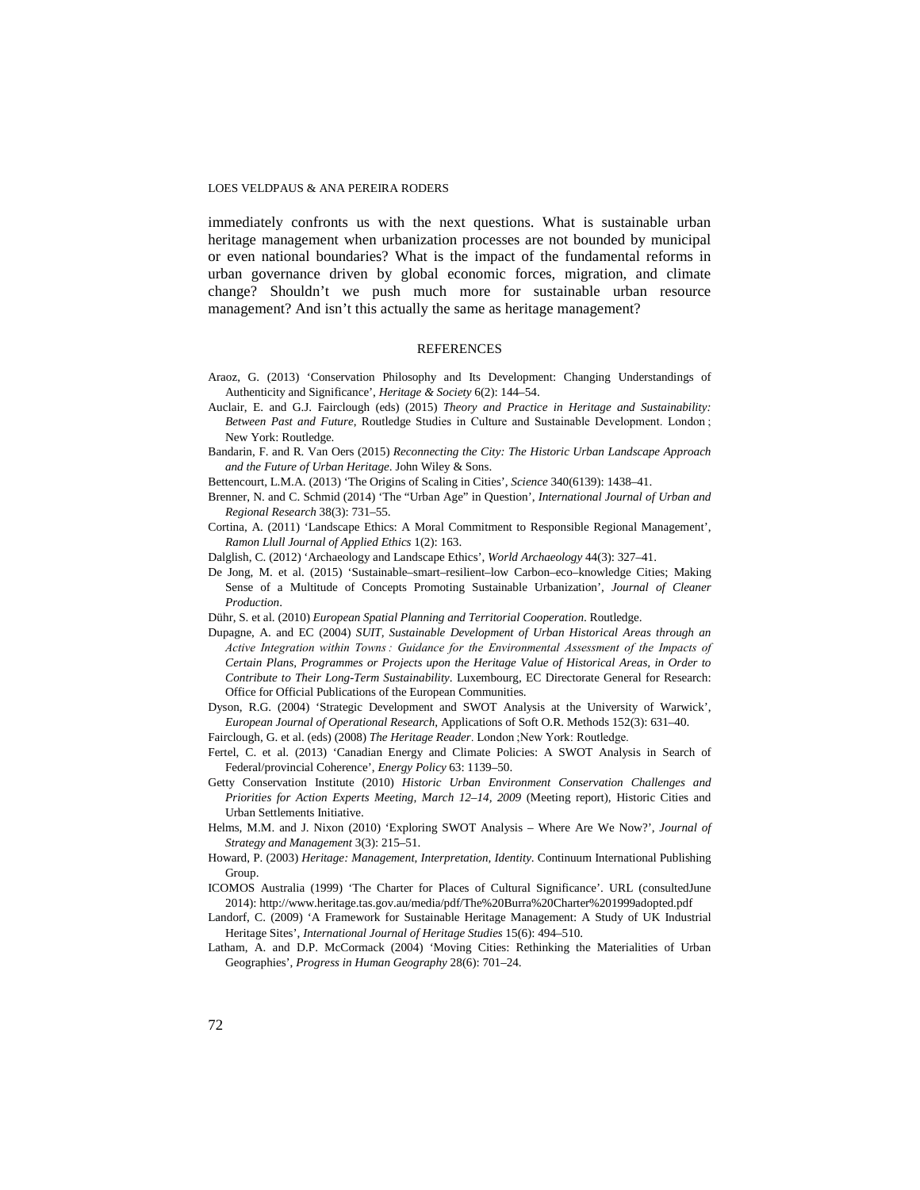immediately confronts us with the next questions. What is sustainable urban heritage management when urbanization processes are not bounded by municipal or even national boundaries? What is the impact of the fundamental reforms in urban governance driven by global economic forces, migration, and climate change? Shouldn't we push much more for sustainable urban resource management? And isn't this actually the same as heritage management?

## REFERENCES

Araoz, G. (2013) 'Conservation Philosophy and Its Development: Changing Understandings of Authenticity and Significance', *Heritage & Society* 6(2): 144–54.

Auclair, E. and G.J. Fairclough (eds) (2015) *Theory and Practice in Heritage and Sustainability: Between Past and Future*, Routledge Studies in Culture and Sustainable Development. London ; New York: Routledge.

Bandarin, F. and R. Van Oers (2015) *Reconnecting the City: The Historic Urban Landscape Approach and the Future of Urban Heritage*. John Wiley & Sons.

Bettencourt, L.M.A. (2013) 'The Origins of Scaling in Cities', *Science* 340(6139): 1438–41.

Brenner, N. and C. Schmid (2014) 'The "Urban Age" in Question', *International Journal of Urban and Regional Research* 38(3): 731–55.

Cortina, A. (2011) 'Landscape Ethics: A Moral Commitment to Responsible Regional Management', *Ramon Llull Journal of Applied Ethics* 1(2): 163.

Dalglish, C. (2012) 'Archaeology and Landscape Ethics', *World Archaeology* 44(3): 327–41.

De Jong, M. et al. (2015) 'Sustainable–smart–resilient–low Carbon–eco–knowledge Cities; Making Sense of a Multitude of Concepts Promoting Sustainable Urbanization', *Journal of Cleaner Production*.

Dühr, S. et al. (2010) *European Spatial Planning and Territorial Cooperation*. Routledge.

Dupagne, A. and EC (2004) *SUIT, Sustainable Development of Urban Historical Areas through an Active Integration within Towns : Guidance for the Environmental Assessment of the Impacts of Certain Plans, Programmes or Projects upon the Heritage Value of Historical Areas, in Order to Contribute to Their Long-Term Sustainability*. Luxembourg, EC Directorate General for Research: Office for Official Publications of the European Communities.

Dyson, R.G. (2004) 'Strategic Development and SWOT Analysis at the University of Warwick', *European Journal of Operational Research*, Applications of Soft O.R. Methods 152(3): 631–40.

Fairclough, G. et al. (eds) (2008) *The Heritage Reader*. London ;New York: Routledge.

Fertel, C. et al. (2013) 'Canadian Energy and Climate Policies: A SWOT Analysis in Search of Federal/provincial Coherence', *Energy Policy* 63: 1139–50.

Getty Conservation Institute (2010) *Historic Urban Environment Conservation Challenges and Priorities for Action Experts Meeting, March 12–14, 2009* (Meeting report), Historic Cities and Urban Settlements Initiative.

Helms, M.M. and J. Nixon (2010) 'Exploring SWOT Analysis – Where Are We Now?', *Journal of Strategy and Management* 3(3): 215–51.

Howard, P. (2003) *Heritage: Management, Interpretation, Identity*. Continuum International Publishing Group.

ICOMOS Australia (1999) 'The Charter for Places of Cultural Significance'. URL (consultedJune 2014): http://www.heritage.tas.gov.au/media/pdf/The%20Burra%20Charter%201999adopted.pdf

Landorf, C. (2009) 'A Framework for Sustainable Heritage Management: A Study of UK Industrial Heritage Sites', *International Journal of Heritage Studies* 15(6): 494–510.

Latham, A. and D.P. McCormack (2004) 'Moving Cities: Rethinking the Materialities of Urban Geographies', *Progress in Human Geography* 28(6): 701–24.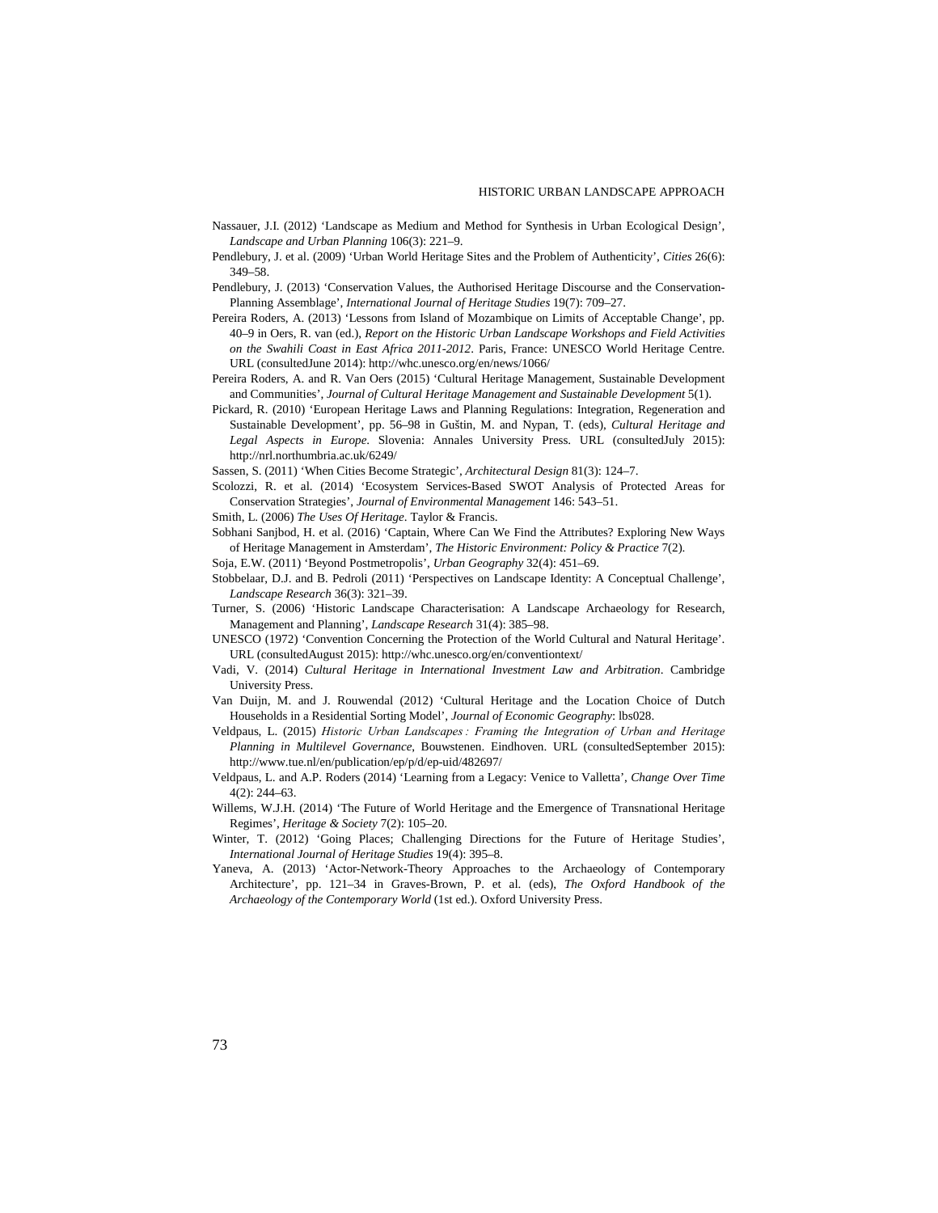Nassauer, J.I. (2012) 'Landscape as Medium and Method for Synthesis in Urban Ecological Design', *Landscape and Urban Planning* 106(3): 221–9.

Pendlebury, J. et al. (2009) 'Urban World Heritage Sites and the Problem of Authenticity', *Cities* 26(6): 349–58.

Pendlebury, J. (2013) 'Conservation Values, the Authorised Heritage Discourse and the Conservation-Planning Assemblage', *International Journal of Heritage Studies* 19(7): 709–27.

Pereira Roders, A. (2013) 'Lessons from Island of Mozambique on Limits of Acceptable Change', pp. 40–9 in Oers, R. van (ed.), *Report on the Historic Urban Landscape Workshops and Field Activities on the Swahili Coast in East Africa 2011-2012*. Paris, France: UNESCO World Heritage Centre. URL (consultedJune 2014): http://whc.unesco.org/en/news/1066/

Pereira Roders, A. and R. Van Oers (2015) 'Cultural Heritage Management, Sustainable Development and Communities', *Journal of Cultural Heritage Management and Sustainable Development* 5(1).

Pickard, R. (2010) 'European Heritage Laws and Planning Regulations: Integration, Regeneration and Sustainable Development', pp. 56–98 in Guštin, M. and Nypan, T. (eds), *Cultural Heritage and Legal Aspects in Europe*. Slovenia: Annales University Press. URL (consultedJuly 2015): http://nrl.northumbria.ac.uk/6249/

Sassen, S. (2011) 'When Cities Become Strategic', *Architectural Design* 81(3): 124–7.

Scolozzi, R. et al. (2014) 'Ecosystem Services-Based SWOT Analysis of Protected Areas for Conservation Strategies', *Journal of Environmental Management* 146: 543–51.

Smith, L. (2006) *The Uses Of Heritage*. Taylor & Francis.

Sobhani Sanjbod, H. et al. (2016) 'Captain, Where Can We Find the Attributes? Exploring New Ways of Heritage Management in Amsterdam', *The Historic Environment: Policy & Practice* 7(2).

Soja, E.W. (2011) 'Beyond Postmetropolis', *Urban Geography* 32(4): 451–69.

Stobbelaar, D.J. and B. Pedroli (2011) 'Perspectives on Landscape Identity: A Conceptual Challenge', *Landscape Research* 36(3): 321–39.

Turner, S. (2006) 'Historic Landscape Characterisation: A Landscape Archaeology for Research, Management and Planning', *Landscape Research* 31(4): 385–98.

UNESCO (1972) 'Convention Concerning the Protection of the World Cultural and Natural Heritage'. URL (consultedAugust 2015): http://whc.unesco.org/en/conventiontext/

Vadi, V. (2014) *Cultural Heritage in International Investment Law and Arbitration*. Cambridge University Press.

Van Duijn, M. and J. Rouwendal (2012) 'Cultural Heritage and the Location Choice of Dutch Households in a Residential Sorting Model', *Journal of Economic Geography*: lbs028.

Veldpaus, L. (2015) *Historic Urban Landscapes : Framing the Integration of Urban and Heritage Planning in Multilevel Governance*, Bouwstenen. Eindhoven. URL (consultedSeptember 2015): http://www.tue.nl/en/publication/ep/p/d/ep-uid/482697/

Veldpaus, L. and A.P. Roders (2014) 'Learning from a Legacy: Venice to Valletta', *Change Over Time* 4(2): 244–63.

Willems, W.J.H. (2014) 'The Future of World Heritage and the Emergence of Transnational Heritage Regimes', *Heritage & Society* 7(2): 105–20.

Winter, T. (2012) 'Going Places; Challenging Directions for the Future of Heritage Studies', *International Journal of Heritage Studies* 19(4): 395–8.

Yaneva, A. (2013) 'Actor-Network-Theory Approaches to the Archaeology of Contemporary Architecture', pp. 121–34 in Graves-Brown, P. et al. (eds), *The Oxford Handbook of the Archaeology of the Contemporary World* (1st ed.). Oxford University Press.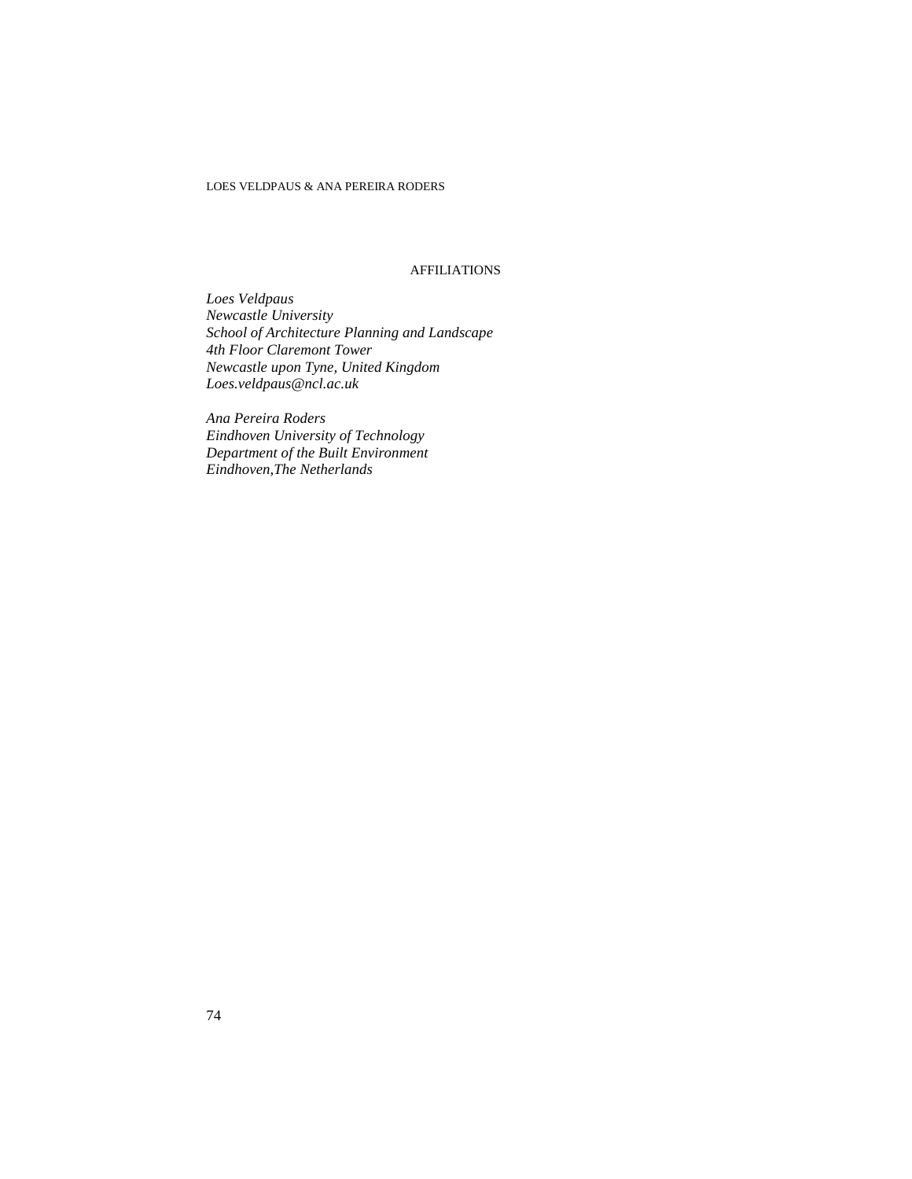## AFFILIATIONS

*Loes Veldpaus*
*Newcastle University*
*School of Architecture Planning and Landscape*
*4th Floor Claremont Tower*
*Newcastle upon Tyne, United Kingdom*
*Loes.veldpaus@ncl.ac.uk*

*Ana Pereira Roders*
*Eindhoven University of Technology*
*Department of the Built Environment*
*Eindhoven,The Netherlands*